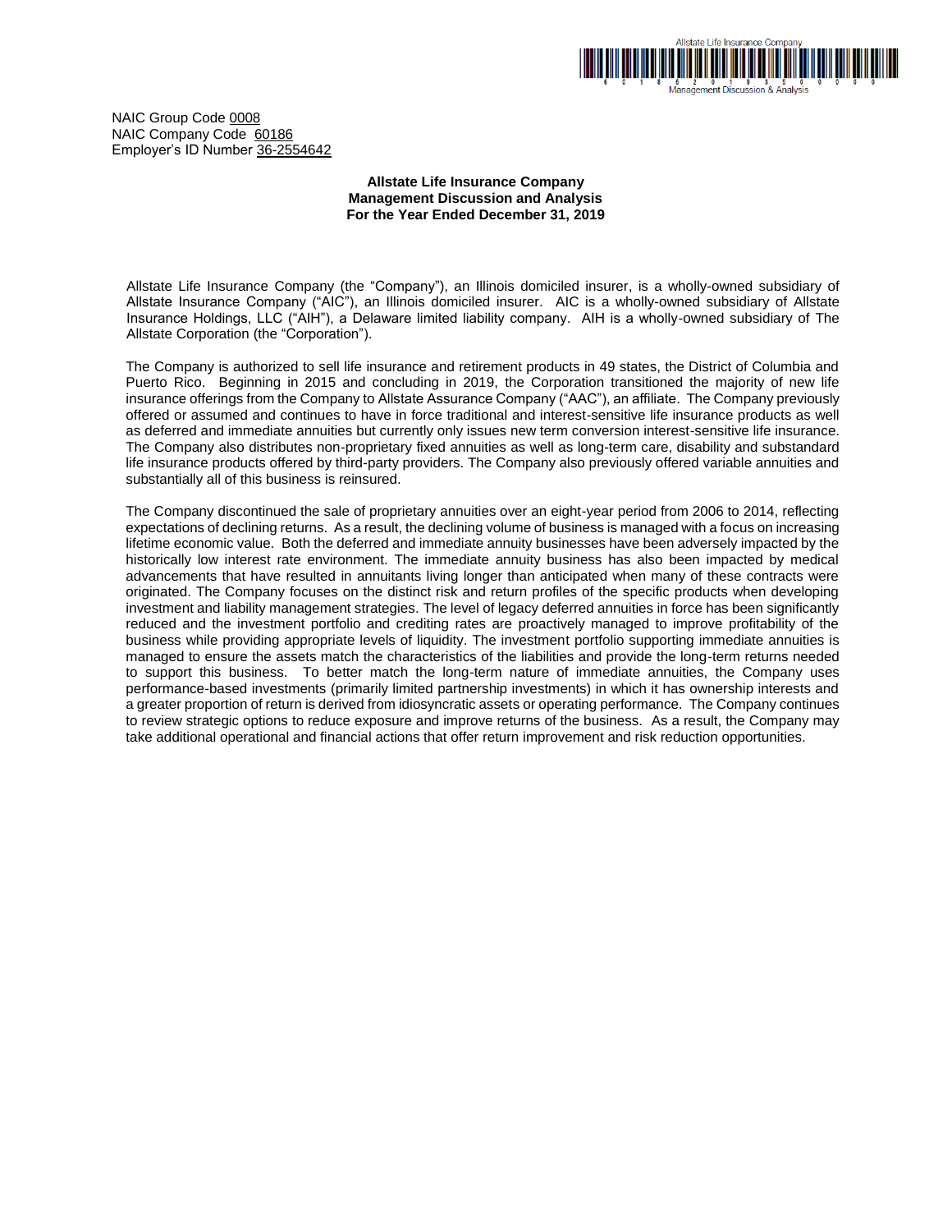NAIC Group Code 0008
NAIC Company Code 60186
Employer's ID Number 36-2554642

**Allstate Life Insurance Company**
**Management Discussion and Analysis**
**For the Year Ended December 31, 2019**

Allstate Life Insurance Company (the "Company"), an Illinois domiciled insurer, is a wholly-owned subsidiary of Allstate Insurance Company ("AIC"), an Illinois domiciled insurer. AIC is a wholly-owned subsidiary of Allstate Insurance Holdings, LLC ("AIH"), a Delaware limited liability company. AIH is a wholly-owned subsidiary of The Allstate Corporation (the "Corporation").

The Company is authorized to sell life insurance and retirement products in 49 states, the District of Columbia and Puerto Rico. Beginning in 2015 and concluding in 2019, the Corporation transitioned the majority of new life insurance offerings from the Company to Allstate Assurance Company ("AAC"), an affiliate. The Company previously offered or assumed and continues to have in force traditional and interest-sensitive life insurance products as well as deferred and immediate annuities but currently only issues new term conversion interest-sensitive life insurance. The Company also distributes non-proprietary fixed annuities as well as long-term care, disability and substandard life insurance products offered by third-party providers. The Company also previously offered variable annuities and substantially all of this business is reinsured.

The Company discontinued the sale of proprietary annuities over an eight-year period from 2006 to 2014, reflecting expectations of declining returns. As a result, the declining volume of business is managed with a focus on increasing lifetime economic value. Both the deferred and immediate annuity businesses have been adversely impacted by the historically low interest rate environment. The immediate annuity business has also been impacted by medical advancements that have resulted in annuitants living longer than anticipated when many of these contracts were originated. The Company focuses on the distinct risk and return profiles of the specific products when developing investment and liability management strategies. The level of legacy deferred annuities in force has been significantly reduced and the investment portfolio and crediting rates are proactively managed to improve profitability of the business while providing appropriate levels of liquidity. The investment portfolio supporting immediate annuities is managed to ensure the assets match the characteristics of the liabilities and provide the long-term returns needed to support this business. To better match the long-term nature of immediate annuities, the Company uses performance-based investments (primarily limited partnership investments) in which it has ownership interests and a greater proportion of return is derived from idiosyncratic assets or operating performance. The Company continues to review strategic options to reduce exposure and improve returns of the business. As a result, the Company may take additional operational and financial actions that offer return improvement and risk reduction opportunities.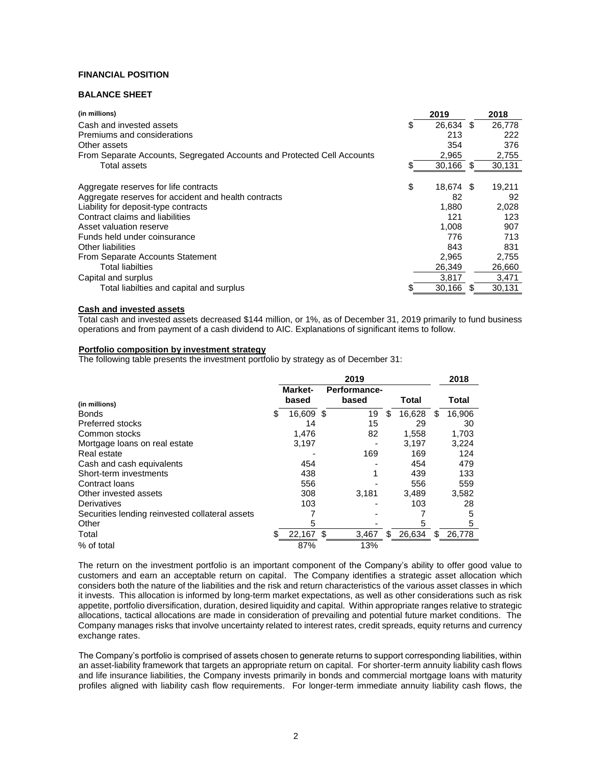## FINANCIAL POSITION

### BALANCE SHEET

| (in millions) | 2019 | 2018 |
|---|---|---|
| Cash and invested assets | $ 26,634 | $ 26,778 |
| Premiums and considerations | 213 | 222 |
| Other assets | 354 | 376 |
| From Separate Accounts, Segregated Accounts and Protected Cell Accounts | 2,965 | 2,755 |
| Total assets | $ 30,166 | $ 30,131 |
| | | |
| Aggregate reserves for life contracts | $ 18,674 | $ 19,211 |
| Aggregate reserves for accident and health contracts | 82 | 92 |
| Liability for deposit-type contracts | 1,880 | 2,028 |
| Contract claims and liabilities | 121 | 123 |
| Asset valuation reserve | 1,008 | 907 |
| Funds held under coinsurance | 776 | 713 |
| Other liabilities | 843 | 831 |
| From Separate Accounts Statement | 2,965 | 2,755 |
| Total liabilties | 26,349 | 26,660 |
| Capital and surplus | 3,817 | 3,471 |
| Total liabilties and capital and surplus | $ 30,166 | $ 30,131 |

**Cash and invested assets**

Total cash and invested assets decreased $144 million, or 1%, as of December 31, 2019 primarily to fund business operations and from payment of a cash dividend to AIC. Explanations of significant items to follow.

**Portfolio composition by investment strategy**

The following table presents the investment portfolio by strategy as of December 31:

| | 2019 | | | 2018 |
|---|---|---|---|---|
| (in millions) | Market-based | Performance-based | Total | Total |
| Bonds | $ 16,609 | $ 19 | $ 16,628 | $ 16,906 |
| Preferred stocks | 14 | 15 | 29 | 30 |
| Common stocks | 1,476 | 82 | 1,558 | 1,703 |
| Mortgage loans on real estate | 3,197 | - | 3,197 | 3,224 |
| Real estate | - | 169 | 169 | 124 |
| Cash and cash equivalents | 454 | - | 454 | 479 |
| Short-term investments | 438 | 1 | 439 | 133 |
| Contract loans | 556 | - | 556 | 559 |
| Other invested assets | 308 | 3,181 | 3,489 | 3,582 |
| Derivatives | 103 | - | 103 | 28 |
| Securities lending reinvested collateral assets | 7 | - | 7 | 5 |
| Other | 5 | - | 5 | 5 |
| Total | $ 22,167 | $ 3,467 | $ 26,634 | $ 26,778 |
| % of total | 87% | 13% | | |

The return on the investment portfolio is an important component of the Company's ability to offer good value to customers and earn an acceptable return on capital. The Company identifies a strategic asset allocation which considers both the nature of the liabilities and the risk and return characteristics of the various asset classes in which it invests. This allocation is informed by long-term market expectations, as well as other considerations such as risk appetite, portfolio diversification, duration, desired liquidity and capital. Within appropriate ranges relative to strategic allocations, tactical allocations are made in consideration of prevailing and potential future market conditions. The Company manages risks that involve uncertainty related to interest rates, credit spreads, equity returns and currency exchange rates.

The Company's portfolio is comprised of assets chosen to generate returns to support corresponding liabilities, within an asset-liability framework that targets an appropriate return on capital. For shorter-term annuity liability cash flows and life insurance liabilities, the Company invests primarily in bonds and commercial mortgage loans with maturity profiles aligned with liability cash flow requirements. For longer-term immediate annuity liability cash flows, the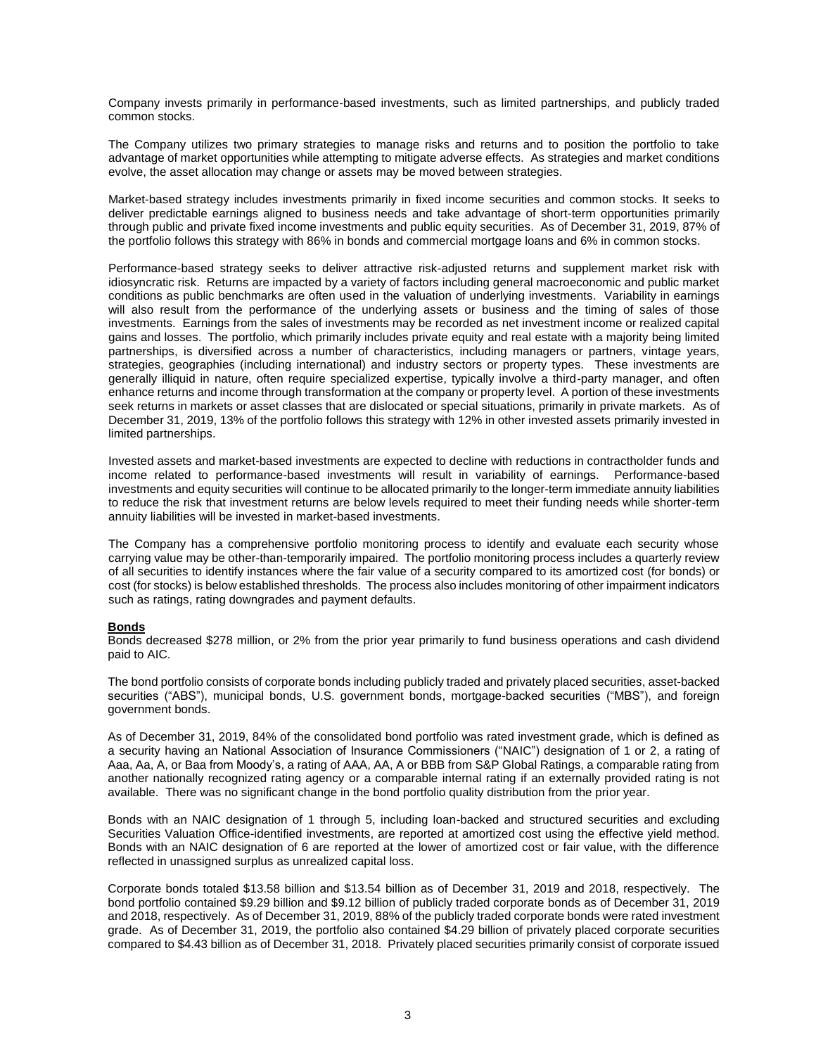Company invests primarily in performance-based investments, such as limited partnerships, and publicly traded common stocks.

The Company utilizes two primary strategies to manage risks and returns and to position the portfolio to take advantage of market opportunities while attempting to mitigate adverse effects. As strategies and market conditions evolve, the asset allocation may change or assets may be moved between strategies.

Market-based strategy includes investments primarily in fixed income securities and common stocks. It seeks to deliver predictable earnings aligned to business needs and take advantage of short-term opportunities primarily through public and private fixed income investments and public equity securities. As of December 31, 2019, 87% of the portfolio follows this strategy with 86% in bonds and commercial mortgage loans and 6% in common stocks.

Performance-based strategy seeks to deliver attractive risk-adjusted returns and supplement market risk with idiosyncratic risk. Returns are impacted by a variety of factors including general macroeconomic and public market conditions as public benchmarks are often used in the valuation of underlying investments. Variability in earnings will also result from the performance of the underlying assets or business and the timing of sales of those investments. Earnings from the sales of investments may be recorded as net investment income or realized capital gains and losses. The portfolio, which primarily includes private equity and real estate with a majority being limited partnerships, is diversified across a number of characteristics, including managers or partners, vintage years, strategies, geographies (including international) and industry sectors or property types. These investments are generally illiquid in nature, often require specialized expertise, typically involve a third-party manager, and often enhance returns and income through transformation at the company or property level. A portion of these investments seek returns in markets or asset classes that are dislocated or special situations, primarily in private markets. As of December 31, 2019, 13% of the portfolio follows this strategy with 12% in other invested assets primarily invested in limited partnerships.

Invested assets and market-based investments are expected to decline with reductions in contractholder funds and income related to performance-based investments will result in variability of earnings. Performance-based investments and equity securities will continue to be allocated primarily to the longer-term immediate annuity liabilities to reduce the risk that investment returns are below levels required to meet their funding needs while shorter-term annuity liabilities will be invested in market-based investments.

The Company has a comprehensive portfolio monitoring process to identify and evaluate each security whose carrying value may be other-than-temporarily impaired. The portfolio monitoring process includes a quarterly review of all securities to identify instances where the fair value of a security compared to its amortized cost (for bonds) or cost (for stocks) is below established thresholds. The process also includes monitoring of other impairment indicators such as ratings, rating downgrades and payment defaults.

**Bonds**

Bonds decreased $278 million, or 2% from the prior year primarily to fund business operations and cash dividend paid to AIC.

The bond portfolio consists of corporate bonds including publicly traded and privately placed securities, asset-backed securities ("ABS"), municipal bonds, U.S. government bonds, mortgage-backed securities ("MBS"), and foreign government bonds.

As of December 31, 2019, 84% of the consolidated bond portfolio was rated investment grade, which is defined as a security having an National Association of Insurance Commissioners ("NAIC") designation of 1 or 2, a rating of Aaa, Aa, A, or Baa from Moody's, a rating of AAA, AA, A or BBB from S&P Global Ratings, a comparable rating from another nationally recognized rating agency or a comparable internal rating if an externally provided rating is not available. There was no significant change in the bond portfolio quality distribution from the prior year.

Bonds with an NAIC designation of 1 through 5, including loan-backed and structured securities and excluding Securities Valuation Office-identified investments, are reported at amortized cost using the effective yield method. Bonds with an NAIC designation of 6 are reported at the lower of amortized cost or fair value, with the difference reflected in unassigned surplus as unrealized capital loss.

Corporate bonds totaled $13.58 billion and $13.54 billion as of December 31, 2019 and 2018, respectively. The bond portfolio contained $9.29 billion and $9.12 billion of publicly traded corporate bonds as of December 31, 2019 and 2018, respectively. As of December 31, 2019, 88% of the publicly traded corporate bonds were rated investment grade. As of December 31, 2019, the portfolio also contained $4.29 billion of privately placed corporate securities compared to $4.43 billion as of December 31, 2018. Privately placed securities primarily consist of corporate issued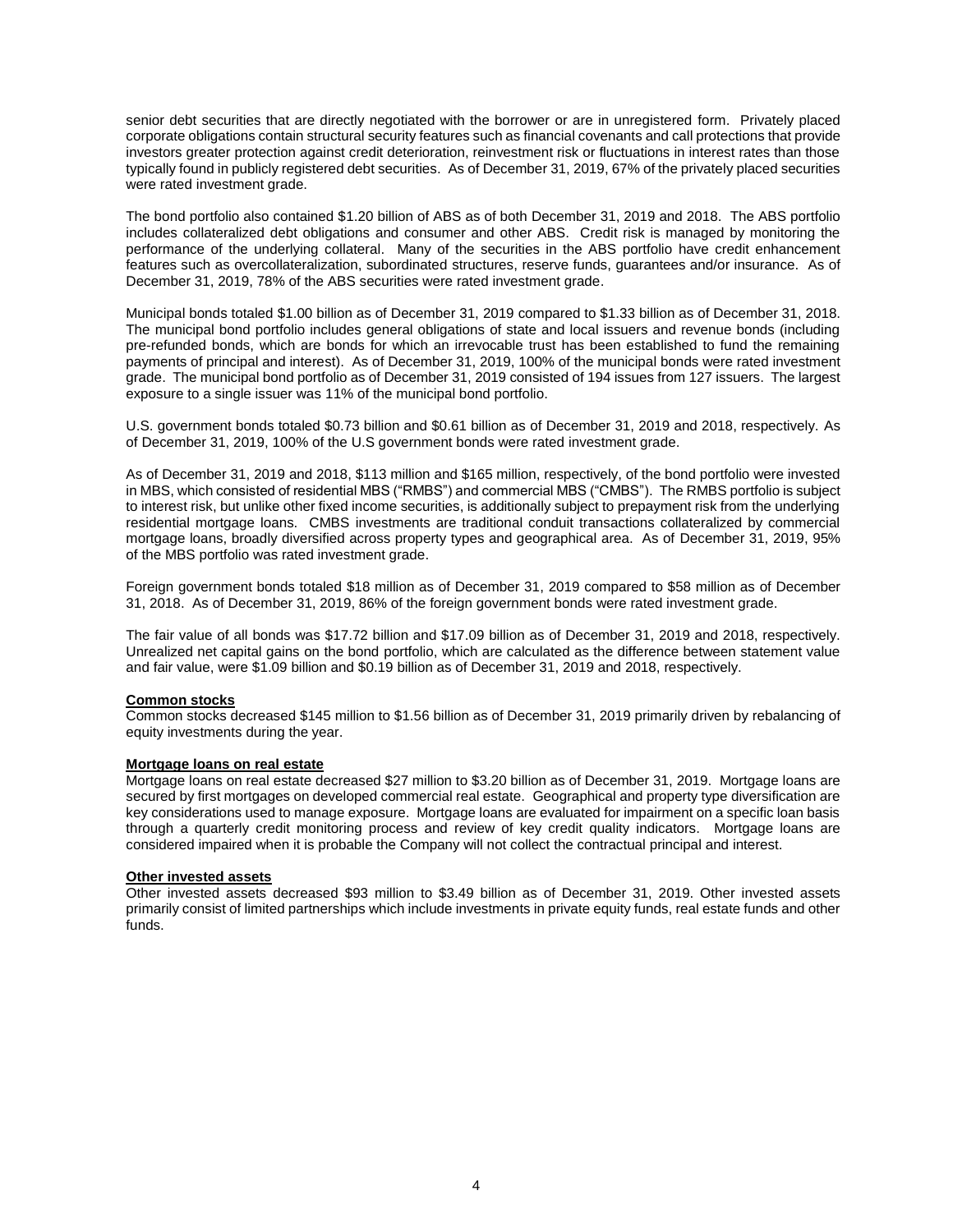senior debt securities that are directly negotiated with the borrower or are in unregistered form. Privately placed corporate obligations contain structural security features such as financial covenants and call protections that provide investors greater protection against credit deterioration, reinvestment risk or fluctuations in interest rates than those typically found in publicly registered debt securities. As of December 31, 2019, 67% of the privately placed securities were rated investment grade.

The bond portfolio also contained $1.20 billion of ABS as of both December 31, 2019 and 2018. The ABS portfolio includes collateralized debt obligations and consumer and other ABS. Credit risk is managed by monitoring the performance of the underlying collateral. Many of the securities in the ABS portfolio have credit enhancement features such as overcollateralization, subordinated structures, reserve funds, guarantees and/or insurance. As of December 31, 2019, 78% of the ABS securities were rated investment grade.

Municipal bonds totaled $1.00 billion as of December 31, 2019 compared to $1.33 billion as of December 31, 2018. The municipal bond portfolio includes general obligations of state and local issuers and revenue bonds (including pre-refunded bonds, which are bonds for which an irrevocable trust has been established to fund the remaining payments of principal and interest). As of December 31, 2019, 100% of the municipal bonds were rated investment grade. The municipal bond portfolio as of December 31, 2019 consisted of 194 issues from 127 issuers. The largest exposure to a single issuer was 11% of the municipal bond portfolio.

U.S. government bonds totaled $0.73 billion and $0.61 billion as of December 31, 2019 and 2018, respectively. As of December 31, 2019, 100% of the U.S government bonds were rated investment grade.

As of December 31, 2019 and 2018, $113 million and $165 million, respectively, of the bond portfolio were invested in MBS, which consisted of residential MBS ("RMBS") and commercial MBS ("CMBS"). The RMBS portfolio is subject to interest risk, but unlike other fixed income securities, is additionally subject to prepayment risk from the underlying residential mortgage loans. CMBS investments are traditional conduit transactions collateralized by commercial mortgage loans, broadly diversified across property types and geographical area. As of December 31, 2019, 95% of the MBS portfolio was rated investment grade.

Foreign government bonds totaled $18 million as of December 31, 2019 compared to $58 million as of December 31, 2018. As of December 31, 2019, 86% of the foreign government bonds were rated investment grade.

The fair value of all bonds was $17.72 billion and $17.09 billion as of December 31, 2019 and 2018, respectively. Unrealized net capital gains on the bond portfolio, which are calculated as the difference between statement value and fair value, were $1.09 billion and $0.19 billion as of December 31, 2019 and 2018, respectively.

**Common stocks**

Common stocks decreased $145 million to $1.56 billion as of December 31, 2019 primarily driven by rebalancing of equity investments during the year.

**Mortgage loans on real estate**

Mortgage loans on real estate decreased $27 million to $3.20 billion as of December 31, 2019. Mortgage loans are secured by first mortgages on developed commercial real estate. Geographical and property type diversification are key considerations used to manage exposure. Mortgage loans are evaluated for impairment on a specific loan basis through a quarterly credit monitoring process and review of key credit quality indicators. Mortgage loans are considered impaired when it is probable the Company will not collect the contractual principal and interest.

**Other invested assets**

Other invested assets decreased $93 million to $3.49 billion as of December 31, 2019. Other invested assets primarily consist of limited partnerships which include investments in private equity funds, real estate funds and other funds.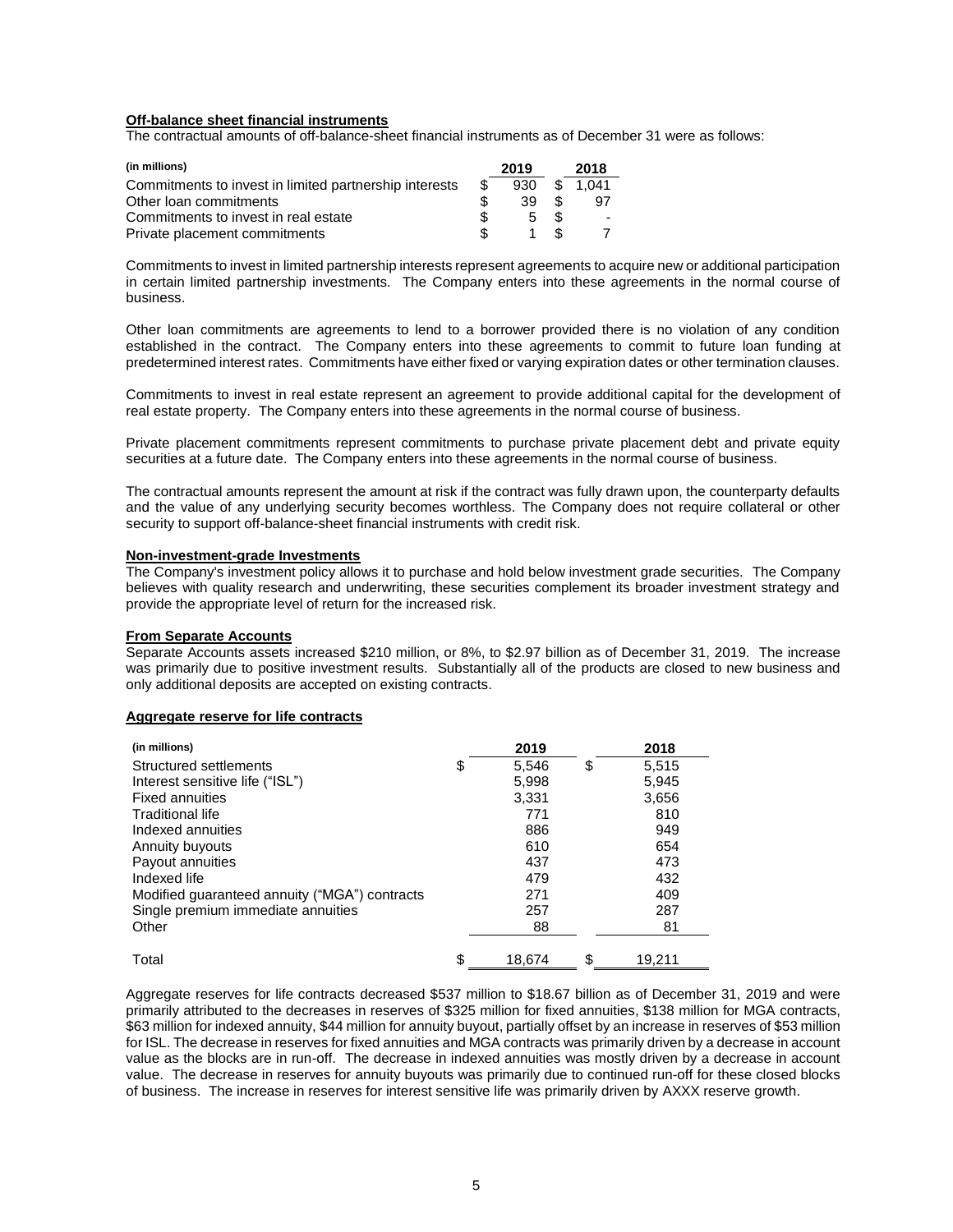**Off-balance sheet financial instruments**

The contractual amounts of off-balance-sheet financial instruments as of December 31 were as follows:

| (in millions) | 2019 | 2018 |
|---|---|---|
| Commitments to invest in limited partnership interests | $ 930 | $ 1,041 |
| Other loan commitments | $ 39 | $ 97 |
| Commitments to invest in real estate | $ 5 | $ - |
| Private placement commitments | $ 1 | $ 7 |

Commitments to invest in limited partnership interests represent agreements to acquire new or additional participation in certain limited partnership investments. The Company enters into these agreements in the normal course of business.

Other loan commitments are agreements to lend to a borrower provided there is no violation of any condition established in the contract. The Company enters into these agreements to commit to future loan funding at predetermined interest rates. Commitments have either fixed or varying expiration dates or other termination clauses.

Commitments to invest in real estate represent an agreement to provide additional capital for the development of real estate property. The Company enters into these agreements in the normal course of business.

Private placement commitments represent commitments to purchase private placement debt and private equity securities at a future date. The Company enters into these agreements in the normal course of business.

The contractual amounts represent the amount at risk if the contract was fully drawn upon, the counterparty defaults and the value of any underlying security becomes worthless. The Company does not require collateral or other security to support off-balance-sheet financial instruments with credit risk.

**Non-investment-grade Investments**

The Company's investment policy allows it to purchase and hold below investment grade securities. The Company believes with quality research and underwriting, these securities complement its broader investment strategy and provide the appropriate level of return for the increased risk.

**From Separate Accounts**

Separate Accounts assets increased $210 million, or 8%, to $2.97 billion as of December 31, 2019. The increase was primarily due to positive investment results. Substantially all of the products are closed to new business and only additional deposits are accepted on existing contracts.

**Aggregate reserve for life contracts**

| (in millions) | 2019 | 2018 |
|---|---|---|
| Structured settlements | $ 5,546 | $ 5,515 |
| Interest sensitive life ("ISL") | 5,998 | 5,945 |
| Fixed annuities | 3,331 | 3,656 |
| Traditional life | 771 | 810 |
| Indexed annuities | 886 | 949 |
| Annuity buyouts | 610 | 654 |
| Payout annuities | 437 | 473 |
| Indexed life | 479 | 432 |
| Modified guaranteed annuity ("MGA") contracts | 271 | 409 |
| Single premium immediate annuities | 257 | 287 |
| Other | 88 | 81 |
| Total | $ 18,674 | $ 19,211 |

Aggregate reserves for life contracts decreased $537 million to $18.67 billion as of December 31, 2019 and were primarily attributed to the decreases in reserves of $325 million for fixed annuities, $138 million for MGA contracts, $63 million for indexed annuity, $44 million for annuity buyout, partially offset by an increase in reserves of $53 million for ISL. The decrease in reserves for fixed annuities and MGA contracts was primarily driven by a decrease in account value as the blocks are in run-off. The decrease in indexed annuities was mostly driven by a decrease in account value. The decrease in reserves for annuity buyouts was primarily due to continued run-off for these closed blocks of business. The increase in reserves for interest sensitive life was primarily driven by AXXX reserve growth.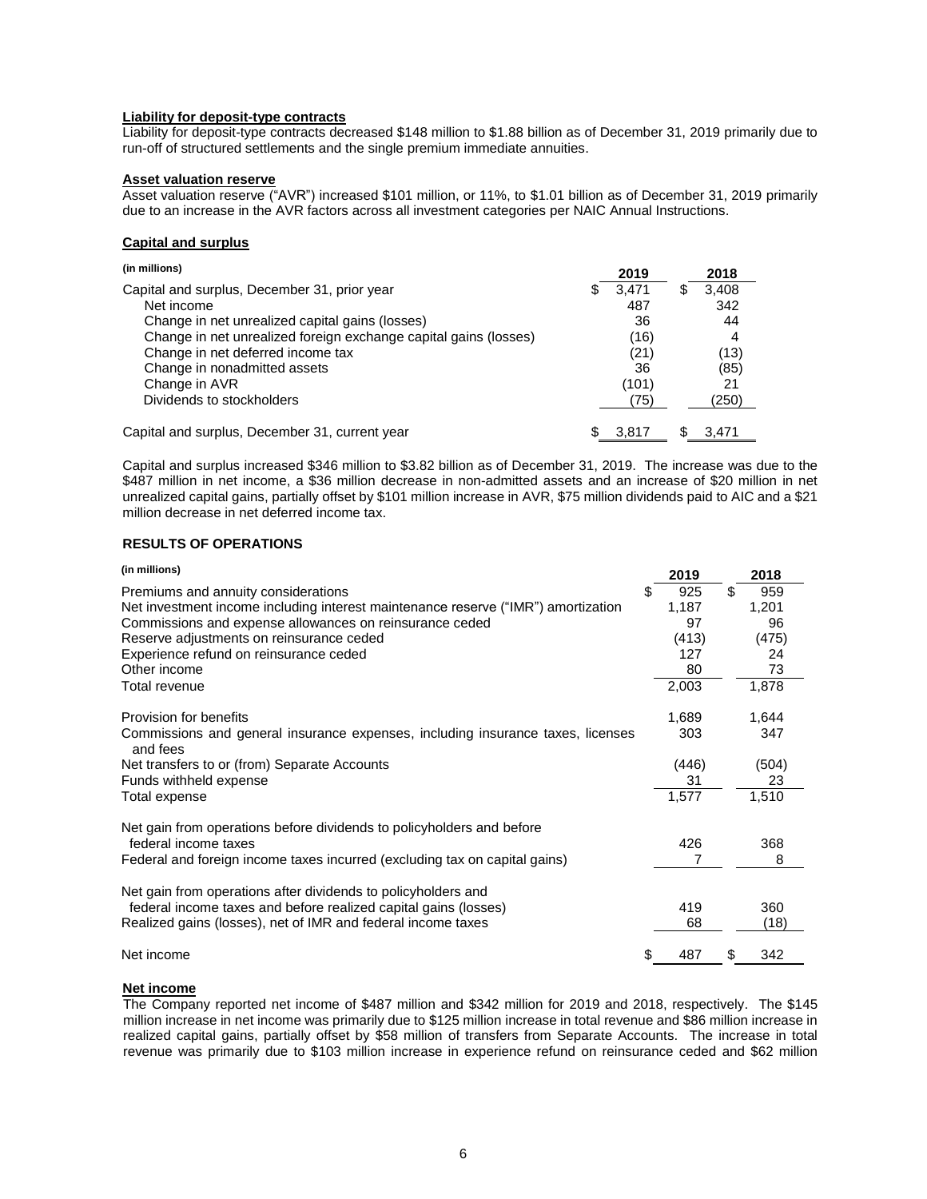**Liability for deposit-type contracts**

Liability for deposit-type contracts decreased \$148 million to \$1.88 billion as of December 31, 2019 primarily due to run-off of structured settlements and the single premium immediate annuities.

**Asset valuation reserve**

Asset valuation reserve ("AVR") increased \$101 million, or 11%, to \$1.01 billion as of December 31, 2019 primarily due to an increase in the AVR factors across all investment categories per NAIC Annual Instructions.

**Capital and surplus**

| (in millions) | 2019 | 2018 |
|---|---|---|
| Capital and surplus, December 31, prior year | \$ 3,471 | \$ 3,408 |
| Net income | 487 | 342 |
| Change in net unrealized capital gains (losses) | 36 | 44 |
| Change in net unrealized foreign exchange capital gains (losses) | (16) | 4 |
| Change in net deferred income tax | (21) | (13) |
| Change in nonadmitted assets | 36 | (85) |
| Change in AVR | (101) | 21 |
| Dividends to stockholders | (75) | (250) |
| Capital and surplus, December 31, current year | \$ 3,817 | \$ 3,471 |

Capital and surplus increased \$346 million to \$3.82 billion as of December 31, 2019. The increase was due to the \$487 million in net income, a \$36 million decrease in non-admitted assets and an increase of \$20 million in net unrealized capital gains, partially offset by \$101 million increase in AVR, \$75 million dividends paid to AIC and a \$21 million decrease in net deferred income tax.

**RESULTS OF OPERATIONS**

| (in millions) | 2019 | 2018 |
|---|---|---|
| Premiums and annuity considerations | \$ 925 | \$ 959 |
| Net investment income including interest maintenance reserve ("IMR") amortization | 1,187 | 1,201 |
| Commissions and expense allowances on reinsurance ceded | 97 | 96 |
| Reserve adjustments on reinsurance ceded | (413) | (475) |
| Experience refund on reinsurance ceded | 127 | 24 |
| Other income | 80 | 73 |
| Total revenue | 2,003 | 1,878 |
| Provision for benefits | 1,689 | 1,644 |
| Commissions and general insurance expenses, including insurance taxes, licenses and fees | 303 | 347 |
| Net transfers to or (from) Separate Accounts | (446) | (504) |
| Funds withheld expense | 31 | 23 |
| Total expense | 1,577 | 1,510 |
| Net gain from operations before dividends to policyholders and before federal income taxes | 426 | 368 |
| Federal and foreign income taxes incurred (excluding tax on capital gains) | 7 | 8 |
| Net gain from operations after dividends to policyholders and federal income taxes and before realized capital gains (losses) | 419 | 360 |
| Realized gains (losses), net of IMR and federal income taxes | 68 | (18) |
| Net income | \$ 487 | \$ 342 |

**Net income**

The Company reported net income of \$487 million and \$342 million for 2019 and 2018, respectively. The \$145 million increase in net income was primarily due to \$125 million increase in total revenue and \$86 million increase in realized capital gains, partially offset by \$58 million of transfers from Separate Accounts. The increase in total revenue was primarily due to \$103 million increase in experience refund on reinsurance ceded and \$62 million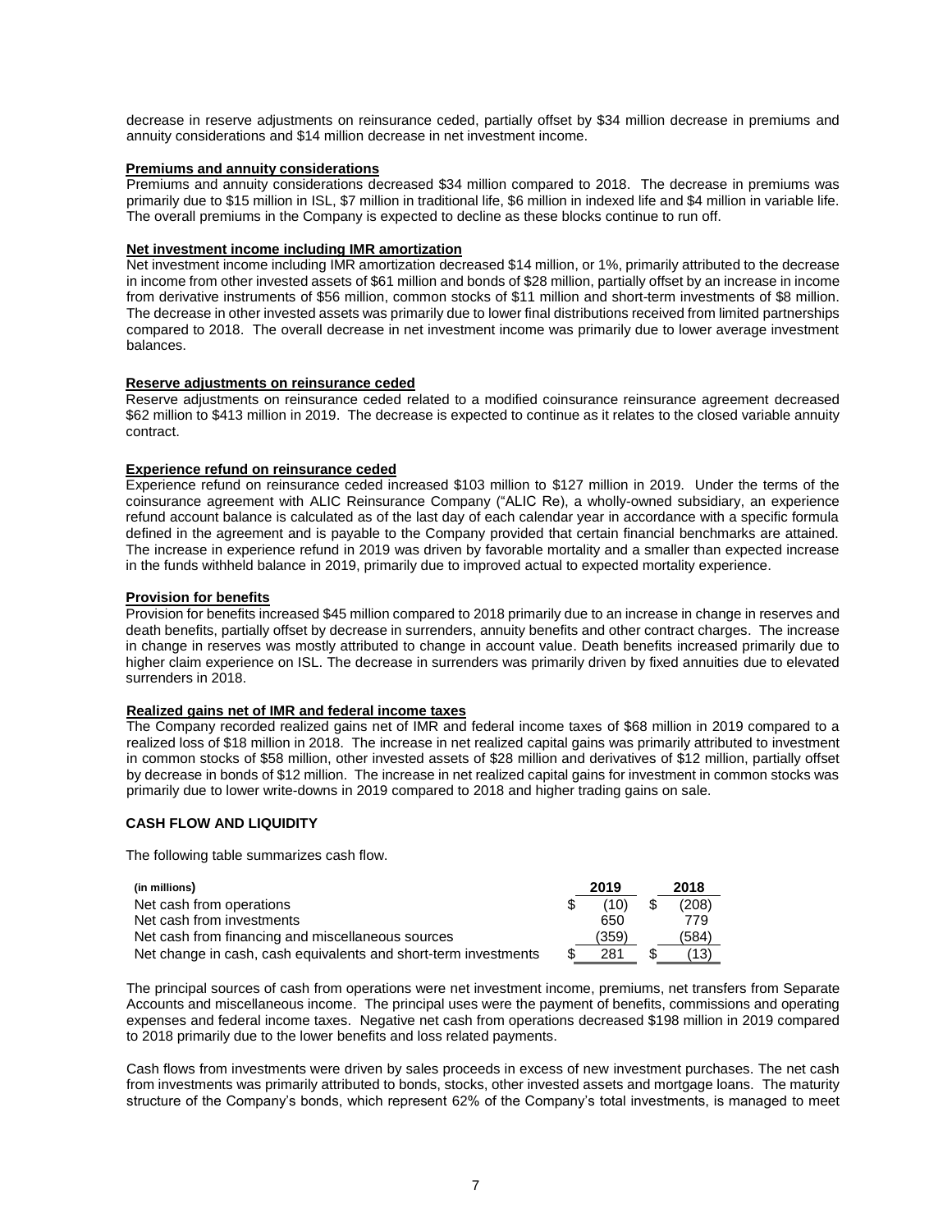decrease in reserve adjustments on reinsurance ceded, partially offset by $34 million decrease in premiums and annuity considerations and $14 million decrease in net investment income.

**Premiums and annuity considerations**

Premiums and annuity considerations decreased $34 million compared to 2018. The decrease in premiums was primarily due to $15 million in ISL, $7 million in traditional life, $6 million in indexed life and $4 million in variable life. The overall premiums in the Company is expected to decline as these blocks continue to run off.

**Net investment income including IMR amortization**

Net investment income including IMR amortization decreased $14 million, or 1%, primarily attributed to the decrease in income from other invested assets of $61 million and bonds of $28 million, partially offset by an increase in income from derivative instruments of $56 million, common stocks of $11 million and short-term investments of $8 million. The decrease in other invested assets was primarily due to lower final distributions received from limited partnerships compared to 2018. The overall decrease in net investment income was primarily due to lower average investment balances.

**Reserve adjustments on reinsurance ceded**

Reserve adjustments on reinsurance ceded related to a modified coinsurance reinsurance agreement decreased $62 million to $413 million in 2019. The decrease is expected to continue as it relates to the closed variable annuity contract.

**Experience refund on reinsurance ceded**

Experience refund on reinsurance ceded increased $103 million to $127 million in 2019. Under the terms of the coinsurance agreement with ALIC Reinsurance Company ("ALIC Re), a wholly-owned subsidiary, an experience refund account balance is calculated as of the last day of each calendar year in accordance with a specific formula defined in the agreement and is payable to the Company provided that certain financial benchmarks are attained. The increase in experience refund in 2019 was driven by favorable mortality and a smaller than expected increase in the funds withheld balance in 2019, primarily due to improved actual to expected mortality experience.

**Provision for benefits**

Provision for benefits increased $45 million compared to 2018 primarily due to an increase in change in reserves and death benefits, partially offset by decrease in surrenders, annuity benefits and other contract charges. The increase in change in reserves was mostly attributed to change in account value. Death benefits increased primarily due to higher claim experience on ISL. The decrease in surrenders was primarily driven by fixed annuities due to elevated surrenders in 2018.

**Realized gains net of IMR and federal income taxes**

The Company recorded realized gains net of IMR and federal income taxes of $68 million in 2019 compared to a realized loss of $18 million in 2018. The increase in net realized capital gains was primarily attributed to investment in common stocks of $58 million, other invested assets of $28 million and derivatives of $12 million, partially offset by decrease in bonds of $12 million. The increase in net realized capital gains for investment in common stocks was primarily due to lower write-downs in 2019 compared to 2018 and higher trading gains on sale.

**CASH FLOW AND LIQUIDITY**

The following table summarizes cash flow.

| (in millions) | 2019 | 2018 |
|---|---|---|
| Net cash from operations | $ (10) | $ (208) |
| Net cash from investments | 650 | 779 |
| Net cash from financing and miscellaneous sources | (359) | (584) |
| Net change in cash, cash equivalents and short-term investments | $ 281 | $ (13) |

The principal sources of cash from operations were net investment income, premiums, net transfers from Separate Accounts and miscellaneous income. The principal uses were the payment of benefits, commissions and operating expenses and federal income taxes. Negative net cash from operations decreased $198 million in 2019 compared to 2018 primarily due to the lower benefits and loss related payments.

Cash flows from investments were driven by sales proceeds in excess of new investment purchases. The net cash from investments was primarily attributed to bonds, stocks, other invested assets and mortgage loans. The maturity structure of the Company's bonds, which represent 62% of the Company's total investments, is managed to meet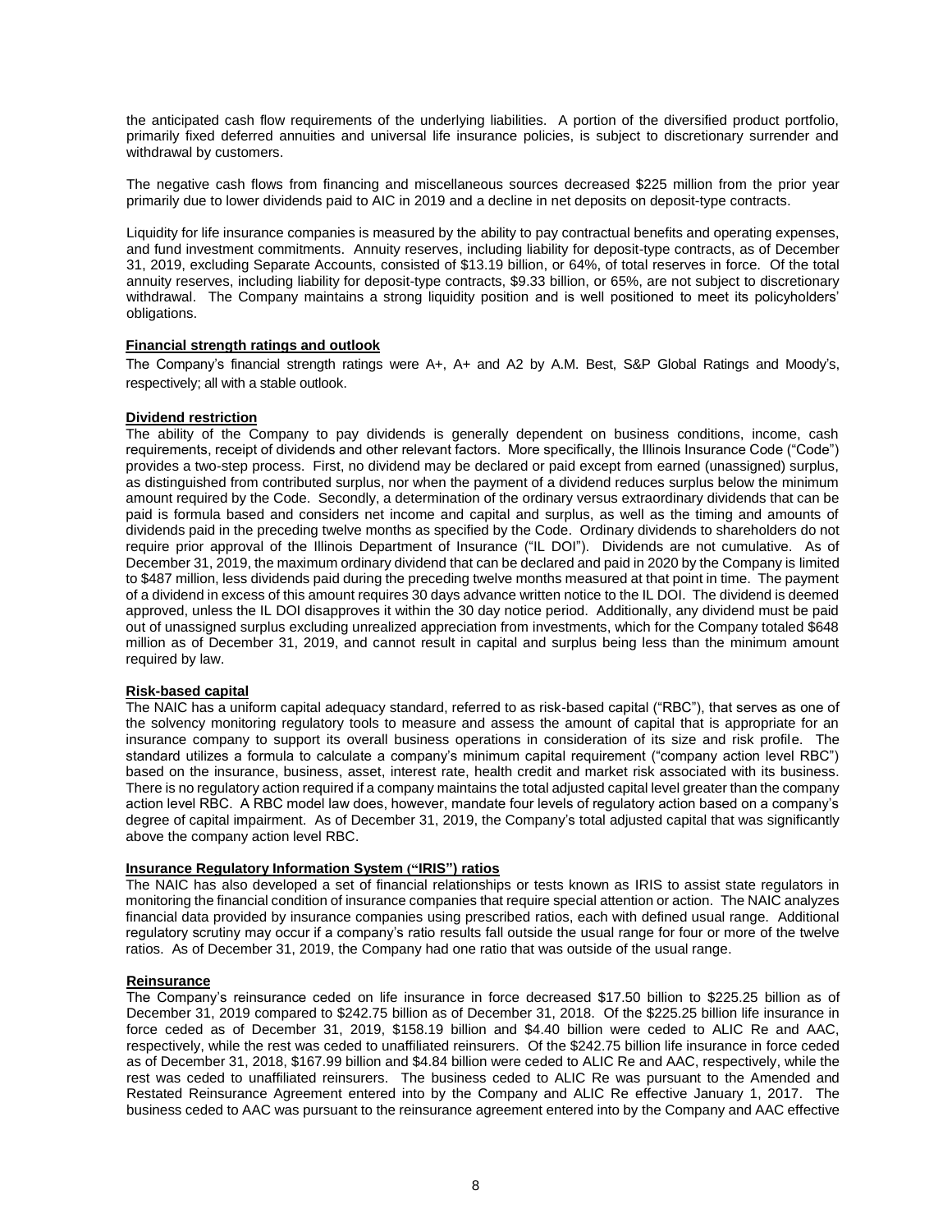the anticipated cash flow requirements of the underlying liabilities. A portion of the diversified product portfolio, primarily fixed deferred annuities and universal life insurance policies, is subject to discretionary surrender and withdrawal by customers.

The negative cash flows from financing and miscellaneous sources decreased $225 million from the prior year primarily due to lower dividends paid to AIC in 2019 and a decline in net deposits on deposit-type contracts.

Liquidity for life insurance companies is measured by the ability to pay contractual benefits and operating expenses, and fund investment commitments. Annuity reserves, including liability for deposit-type contracts, as of December 31, 2019, excluding Separate Accounts, consisted of $13.19 billion, or 64%, of total reserves in force. Of the total annuity reserves, including liability for deposit-type contracts, $9.33 billion, or 65%, are not subject to discretionary withdrawal. The Company maintains a strong liquidity position and is well positioned to meet its policyholders' obligations.

**Financial strength ratings and outlook**

The Company's financial strength ratings were A+, A+ and A2 by A.M. Best, S&P Global Ratings and Moody's, respectively; all with a stable outlook.

**Dividend restriction**

The ability of the Company to pay dividends is generally dependent on business conditions, income, cash requirements, receipt of dividends and other relevant factors. More specifically, the Illinois Insurance Code ("Code") provides a two-step process. First, no dividend may be declared or paid except from earned (unassigned) surplus, as distinguished from contributed surplus, nor when the payment of a dividend reduces surplus below the minimum amount required by the Code. Secondly, a determination of the ordinary versus extraordinary dividends that can be paid is formula based and considers net income and capital and surplus, as well as the timing and amounts of dividends paid in the preceding twelve months as specified by the Code. Ordinary dividends to shareholders do not require prior approval of the Illinois Department of Insurance ("IL DOI"). Dividends are not cumulative. As of December 31, 2019, the maximum ordinary dividend that can be declared and paid in 2020 by the Company is limited to $487 million, less dividends paid during the preceding twelve months measured at that point in time. The payment of a dividend in excess of this amount requires 30 days advance written notice to the IL DOI. The dividend is deemed approved, unless the IL DOI disapproves it within the 30 day notice period. Additionally, any dividend must be paid out of unassigned surplus excluding unrealized appreciation from investments, which for the Company totaled $648 million as of December 31, 2019, and cannot result in capital and surplus being less than the minimum amount required by law.

**Risk-based capital**

The NAIC has a uniform capital adequacy standard, referred to as risk-based capital ("RBC"), that serves as one of the solvency monitoring regulatory tools to measure and assess the amount of capital that is appropriate for an insurance company to support its overall business operations in consideration of its size and risk profile. The standard utilizes a formula to calculate a company's minimum capital requirement ("company action level RBC") based on the insurance, business, asset, interest rate, health credit and market risk associated with its business. There is no regulatory action required if a company maintains the total adjusted capital level greater than the company action level RBC. A RBC model law does, however, mandate four levels of regulatory action based on a company's degree of capital impairment. As of December 31, 2019, the Company's total adjusted capital that was significantly above the company action level RBC.

**Insurance Regulatory Information System ("IRIS") ratios**

The NAIC has also developed a set of financial relationships or tests known as IRIS to assist state regulators in monitoring the financial condition of insurance companies that require special attention or action. The NAIC analyzes financial data provided by insurance companies using prescribed ratios, each with defined usual range. Additional regulatory scrutiny may occur if a company's ratio results fall outside the usual range for four or more of the twelve ratios. As of December 31, 2019, the Company had one ratio that was outside of the usual range.

**Reinsurance**

The Company's reinsurance ceded on life insurance in force decreased $17.50 billion to $225.25 billion as of December 31, 2019 compared to $242.75 billion as of December 31, 2018. Of the $225.25 billion life insurance in force ceded as of December 31, 2019, $158.19 billion and $4.40 billion were ceded to ALIC Re and AAC, respectively, while the rest was ceded to unaffiliated reinsurers. Of the $242.75 billion life insurance in force ceded as of December 31, 2018, $167.99 billion and $4.84 billion were ceded to ALIC Re and AAC, respectively, while the rest was ceded to unaffiliated reinsurers. The business ceded to ALIC Re was pursuant to the Amended and Restated Reinsurance Agreement entered into by the Company and ALIC Re effective January 1, 2017. The business ceded to AAC was pursuant to the reinsurance agreement entered into by the Company and AAC effective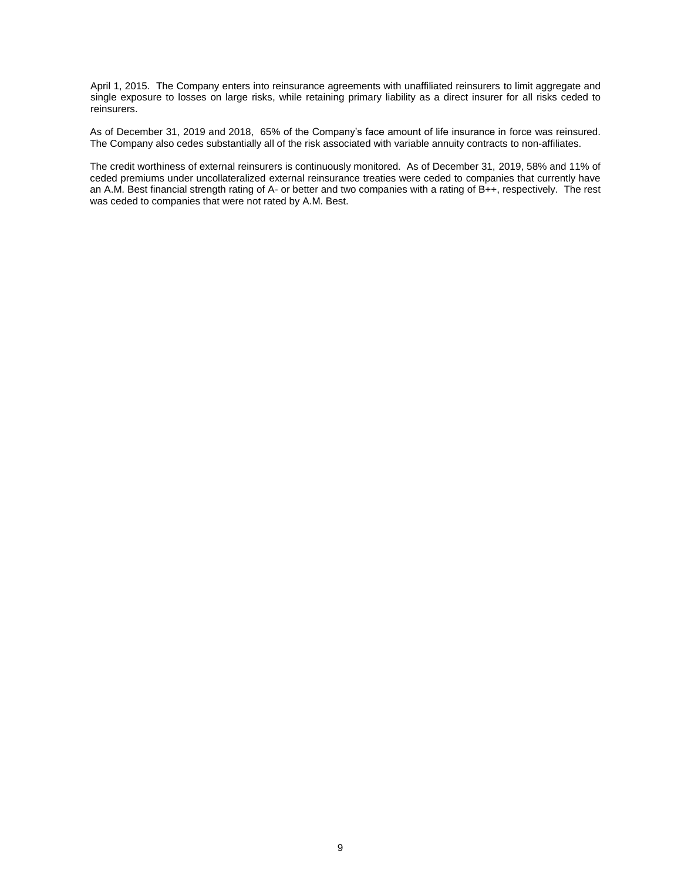April 1, 2015. The Company enters into reinsurance agreements with unaffiliated reinsurers to limit aggregate and single exposure to losses on large risks, while retaining primary liability as a direct insurer for all risks ceded to reinsurers.

As of December 31, 2019 and 2018, 65% of the Company's face amount of life insurance in force was reinsured. The Company also cedes substantially all of the risk associated with variable annuity contracts to non-affiliates.

The credit worthiness of external reinsurers is continuously monitored. As of December 31, 2019, 58% and 11% of ceded premiums under uncollateralized external reinsurance treaties were ceded to companies that currently have an A.M. Best financial strength rating of A- or better and two companies with a rating of B++, respectively. The rest was ceded to companies that were not rated by A.M. Best.